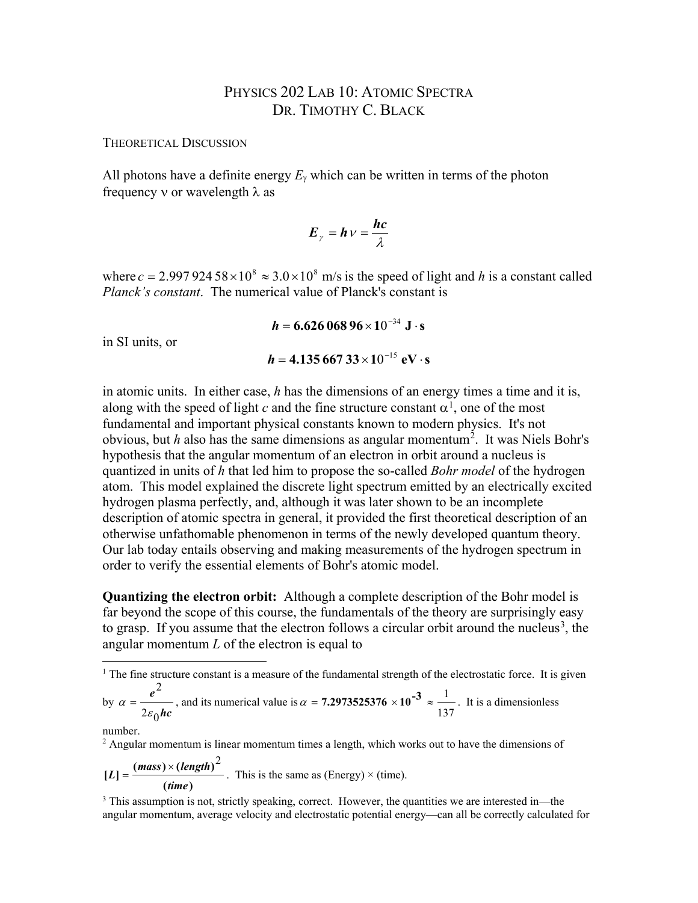# PHYSICS 202 LAB 10: ATOMIC SPECTRA
## DR. TIMOTHY C. BLACK

### THEORETICAL DISCUSSION

All photons have a definite energy $E_\gamma$ which can be written in terms of the photon frequency $\nu$ or wavelength $\lambda$ as

$$E_\gamma = h\nu = \frac{hc}{\lambda}$$

where $c = 2.997\,924\,58 \times 10^8 \approx 3.0 \times 10^8$ m/s is the speed of light and $h$ is a constant called *Planck's constant*. The numerical value of Planck's constant is

$$h = 6.626\,068\,96 \times 10^{-34} \text{ J} \cdot \text{s}$$

in SI units, or

$$h = 4.135\,667\,33 \times 10^{-15} \text{ eV} \cdot \text{s}$$

in atomic units. In either case, $h$ has the dimensions of an energy times a time and it is, along with the speed of light $c$ and the fine structure constant $\alpha$[1], one of the most fundamental and important physical constants known to modern physics. It's not obvious, but $h$ also has the same dimensions as angular momentum[2]. It was Niels Bohr's hypothesis that the angular momentum of an electron in orbit around a nucleus is quantized in units of $h$ that led him to propose the so-called *Bohr model* of the hydrogen atom. This model explained the discrete light spectrum emitted by an electrically excited hydrogen plasma perfectly, and, although it was later shown to be an incomplete description of atomic spectra in general, it provided the first theoretical description of an otherwise unfathomable phenomenon in terms of the newly developed quantum theory. Our lab today entails observing and making measurements of the hydrogen spectrum in order to verify the essential elements of Bohr's atomic model.

**Quantizing the electron orbit:** Although a complete description of the Bohr model is far beyond the scope of this course, the fundamentals of the theory are surprisingly easy to grasp. If you assume that the electron follows a circular orbit around the nucleus[3], the angular momentum $L$ of the electron is equal to

---

[1] The fine structure constant is a measure of the fundamental strength of the electrostatic force. It is given by $\alpha = \dfrac{e^2}{2\varepsilon_0 hc}$, and its numerical value is $\alpha = 7.2973525376 \times 10^{-3} \approx \dfrac{1}{137}$. It is a dimensionless number.

[2] Angular momentum is linear momentum times a length, which works out to have the dimensions of $[L] = \dfrac{(mass) \times (length)^2}{(time)}$. This is the same as (Energy) × (time).

[3] This assumption is not, strictly speaking, correct. However, the quantities we are interested in—the angular momentum, average velocity and electrostatic potential energy—can all be correctly calculated for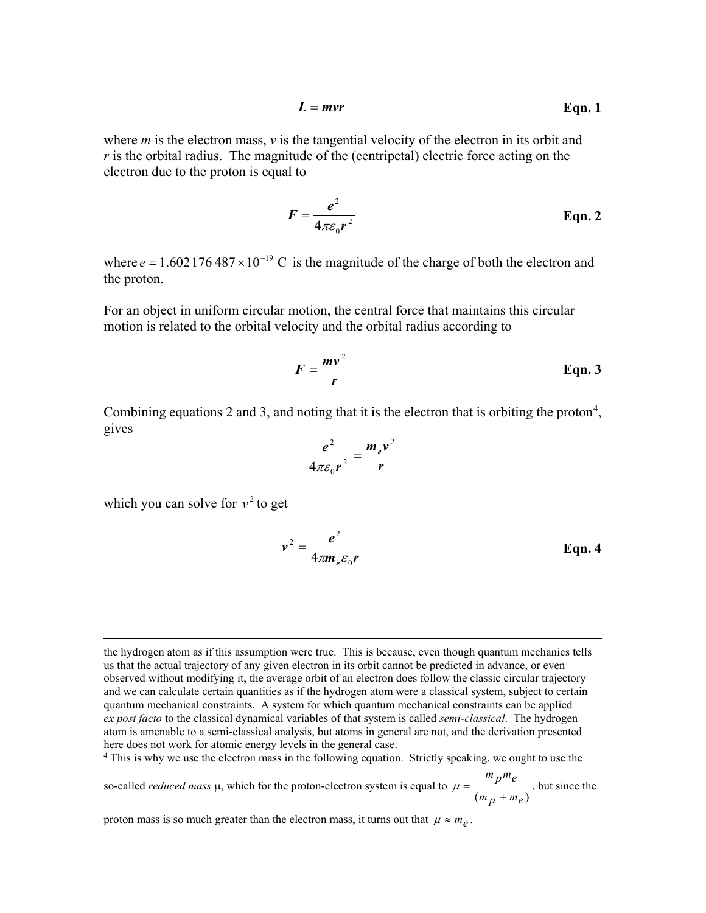$$L = mvr \qquad \textbf{Eqn. 1}$$

where $m$ is the electron mass, $v$ is the tangential velocity of the electron in its orbit and $r$ is the orbital radius. The magnitude of the (centripetal) electric force acting on the electron due to the proton is equal to

$$F = \frac{e^2}{4\pi\varepsilon_0 r^2} \qquad \textbf{Eqn. 2}$$

where $e = 1.602\,176\,487 \times 10^{-19}$ C is the magnitude of the charge of both the electron and the proton.

For an object in uniform circular motion, the central force that maintains this circular motion is related to the orbital velocity and the orbital radius according to

$$F = \frac{mv^2}{r} \qquad \textbf{Eqn. 3}$$

Combining equations 2 and 3, and noting that it is the electron that is orbiting the proton[4], gives

$$\frac{e^2}{4\pi\varepsilon_0 r^2} = \frac{m_e v^2}{r}$$

which you can solve for $v^2$ to get

$$v^2 = \frac{e^2}{4\pi m_e \varepsilon_0 r} \qquad \textbf{Eqn. 4}$$

---

the hydrogen atom as if this assumption were true. This is because, even though quantum mechanics tells us that the actual trajectory of any given electron in its orbit cannot be predicted in advance, or even observed without modifying it, the average orbit of an electron does follow the classic circular trajectory and we can calculate certain quantities as if the hydrogen atom were a classical system, subject to certain quantum mechanical constraints. A system for which quantum mechanical constraints can be applied *ex post facto* to the classical dynamical variables of that system is called *semi-classical*. The hydrogen atom is amenable to a semi-classical analysis, but atoms in general are not, and the derivation presented here does not work for atomic energy levels in the general case.

[4] This is why we use the electron mass in the following equation. Strictly speaking, we ought to use the so-called *reduced mass* μ, which for the proton-electron system is equal to $\mu = \frac{m_p m_e}{(m_p + m_e)}$, but since the proton mass is so much greater than the electron mass, it turns out that $\mu \approx m_e$.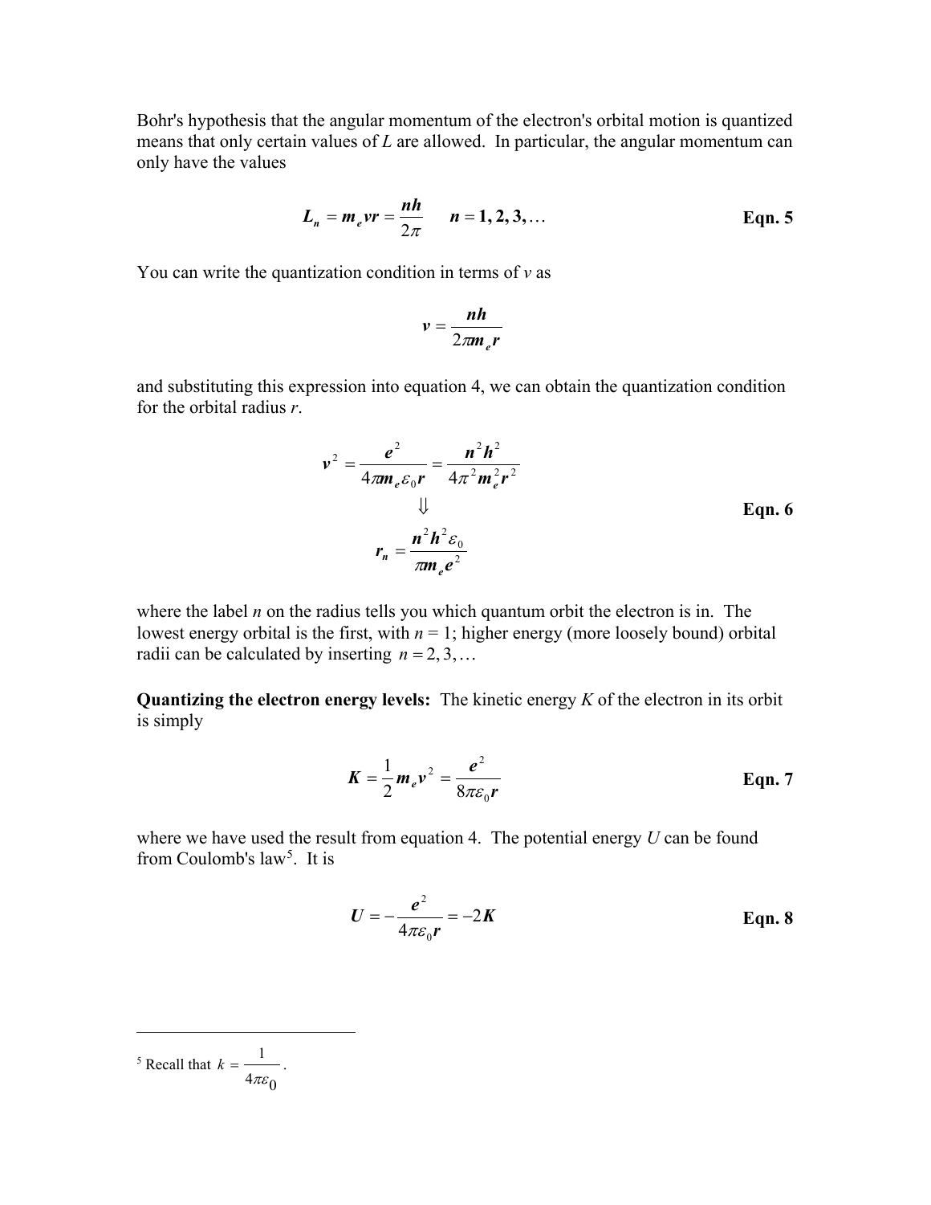Bohr's hypothesis that the angular momentum of the electron's orbital motion is quantized means that only certain values of $L$ are allowed. In particular, the angular momentum can only have the values

$$L_n = m_e v r = \frac{nh}{2\pi} \qquad n = 1, 2, 3, \ldots \qquad \textbf{Eqn. 5}$$

You can write the quantization condition in terms of $v$ as

$$v = \frac{nh}{2\pi m_e r}$$

and substituting this expression into equation 4, we can obtain the quantization condition for the orbital radius $r$.

$$v^2 = \frac{e^2}{4\pi m_e \varepsilon_0 r} = \frac{n^2 h^2}{4\pi^2 m_e^2 r^2}$$
$$\Downarrow$$
$$r_n = \frac{n^2 h^2 \varepsilon_0}{\pi m_e e^2} \qquad \textbf{Eqn. 6}$$

where the label $n$ on the radius tells you which quantum orbit the electron is in. The lowest energy orbital is the first, with $n = 1$; higher energy (more loosely bound) orbital radii can be calculated by inserting $n = 2, 3, \ldots$

**Quantizing the electron energy levels:** The kinetic energy $K$ of the electron in its orbit is simply

$$K = \frac{1}{2} m_e v^2 = \frac{e^2}{8\pi\varepsilon_0 r} \qquad \textbf{Eqn. 7}$$

where we have used the result from equation 4. The potential energy $U$ can be found from Coulomb's law[5]. It is

$$U = -\frac{e^2}{4\pi\varepsilon_0 r} = -2K \qquad \textbf{Eqn. 8}$$

---

[5] Recall that $k = \dfrac{1}{4\pi\varepsilon_0}$.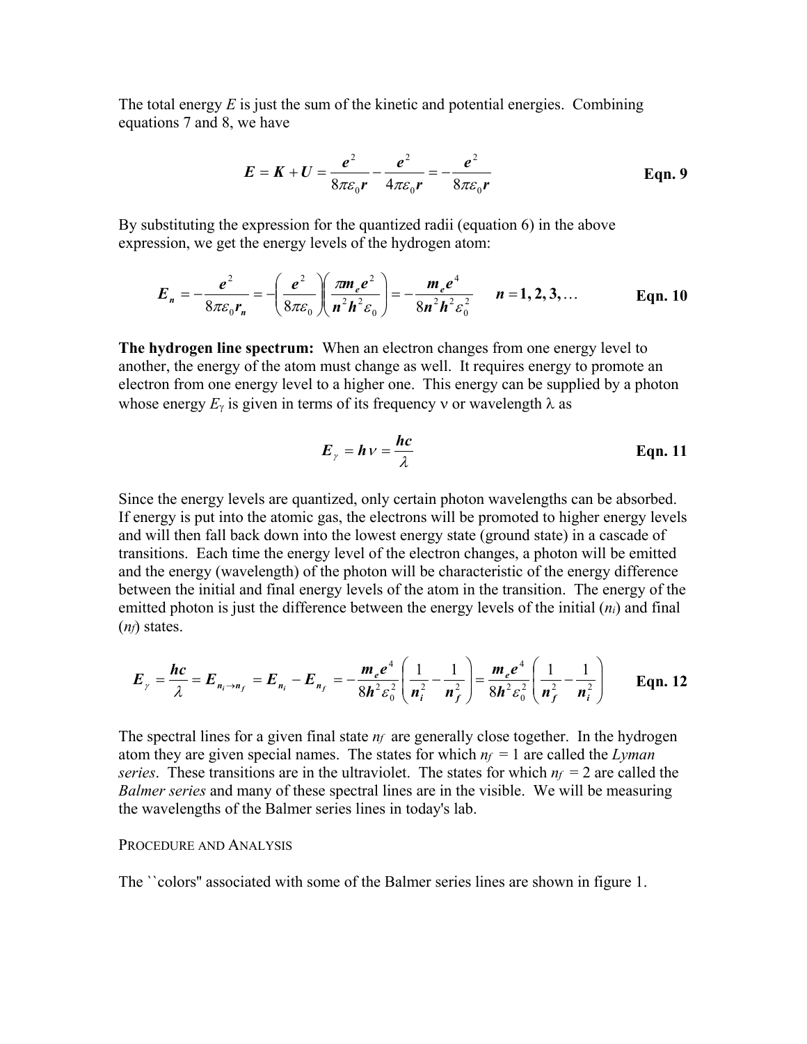The total energy $E$ is just the sum of the kinetic and potential energies. Combining equations 7 and 8, we have

$$E = K + U = \frac{e^2}{8\pi\varepsilon_0 r} - \frac{e^2}{4\pi\varepsilon_0 r} = -\frac{e^2}{8\pi\varepsilon_0 r} \qquad \textbf{Eqn. 9}$$

By substituting the expression for the quantized radii (equation 6) in the above expression, we get the energy levels of the hydrogen atom:

$$E_n = -\frac{e^2}{8\pi\varepsilon_0 r_n} = -\left(\frac{e^2}{8\pi\varepsilon_0}\right)\left(\frac{\pi m_e e^2}{n^2 h^2 \varepsilon_0}\right) = -\frac{m_e e^4}{8n^2 h^2 \varepsilon_0^2} \qquad n = 1, 2, 3, \ldots \qquad \textbf{Eqn. 10}$$

**The hydrogen line spectrum:** When an electron changes from one energy level to another, the energy of the atom must change as well. It requires energy to promote an electron from one energy level to a higher one. This energy can be supplied by a photon whose energy $E_\gamma$ is given in terms of its frequency $\nu$ or wavelength $\lambda$ as

$$E_\gamma = h\nu = \frac{hc}{\lambda} \qquad \textbf{Eqn. 11}$$

Since the energy levels are quantized, only certain photon wavelengths can be absorbed. If energy is put into the atomic gas, the electrons will be promoted to higher energy levels and will then fall back down into the lowest energy state (ground state) in a cascade of transitions. Each time the energy level of the electron changes, a photon will be emitted and the energy (wavelength) of the photon will be characteristic of the energy difference between the initial and final energy levels of the atom in the transition. The energy of the emitted photon is just the difference between the energy levels of the initial ($n_i$) and final ($n_f$) states.

$$E_\gamma = \frac{hc}{\lambda} = E_{n_i \to n_f} = E_{n_i} - E_{n_f} = -\frac{m_e e^4}{8h^2\varepsilon_0^2}\left(\frac{1}{n_i^2} - \frac{1}{n_f^2}\right) = \frac{m_e e^4}{8h^2\varepsilon_0^2}\left(\frac{1}{n_f^2} - \frac{1}{n_i^2}\right) \qquad \textbf{Eqn. 12}$$

The spectral lines for a given final state $n_f$ are generally close together. In the hydrogen atom they are given special names. The states for which $n_f = 1$ are called the *Lyman series*. These transitions are in the ultraviolet. The states for which $n_f = 2$ are called the *Balmer series* and many of these spectral lines are in the visible. We will be measuring the wavelengths of the Balmer series lines in today's lab.

## PROCEDURE AND ANALYSIS

The ``colors'' associated with some of the Balmer series lines are shown in figure 1.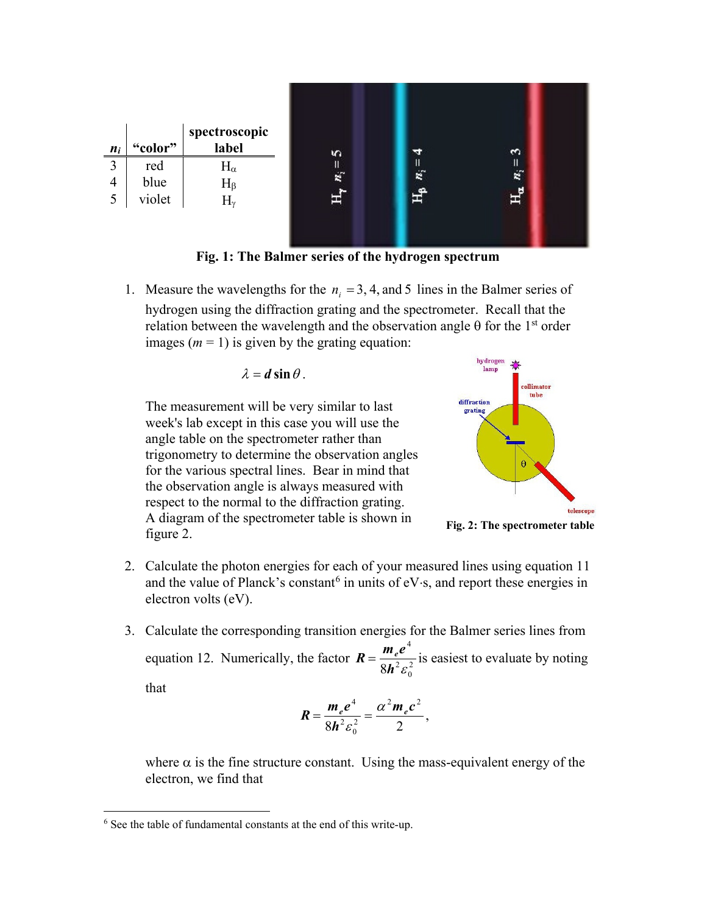| $n_i$ | "color" | spectroscopic label |
|---|---|---|
| 3 | red | $H_\alpha$ |
| 4 | blue | $H_\beta$ |
| 5 | violet | $H_\gamma$ |

**Fig. 1: The Balmer series of the hydrogen spectrum**

1. Measure the wavelengths for the $n_i = 3, 4,$ and $5$ lines in the Balmer series of hydrogen using the diffraction grating and the spectrometer. Recall that the relation between the wavelength and the observation angle θ for the 1st order images ($m = 1$) is given by the grating equation:

$$\lambda = d\sin\theta.$$

   The measurement will be very similar to last week's lab except in this case you will use the angle table on the spectrometer rather than trigonometry to determine the observation angles for the various spectral lines. Bear in mind that the observation angle is always measured with respect to the normal to the diffraction grating. A diagram of the spectrometer table is shown in figure 2.

**Fig. 2: The spectrometer table**

2. Calculate the photon energies for each of your measured lines using equation 11 and the value of Planck's constant[6] in units of eV·s, and report these energies in electron volts (eV).

3. Calculate the corresponding transition energies for the Balmer series lines from equation 12. Numerically, the factor $R = \dfrac{m_e e^4}{8h^2\varepsilon_0^2}$ is easiest to evaluate by noting that

$$R = \frac{m_e e^4}{8h^2\varepsilon_0^2} = \frac{\alpha^2 m_e c^2}{2},$$

   where α is the fine structure constant. Using the mass-equivalent energy of the electron, we find that

[6] See the table of fundamental constants at the end of this write-up.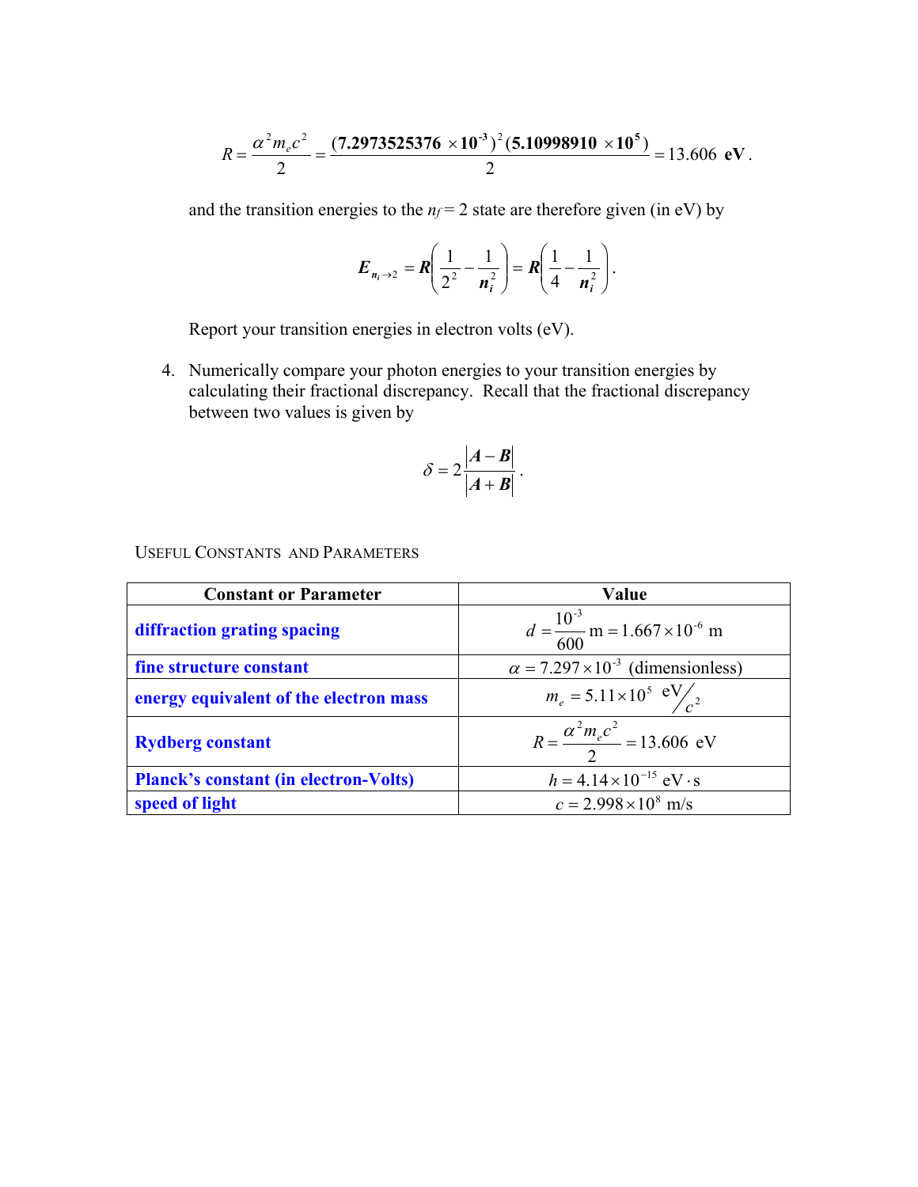$$R = \frac{\alpha^2 m_e c^2}{2} = \frac{(\mathbf{7.2973525376} \times \mathbf{10^{-3}})^2 (\mathbf{5.10998910} \times \mathbf{10^5})}{2} = 13.606 \ \mathbf{eV}.$$

and the transition energies to the $n_f = 2$ state are therefore given (in eV) by

$$\boldsymbol{E}_{n_i \to 2} = \boldsymbol{R}\left(\frac{1}{2^2} - \frac{1}{\boldsymbol{n}_i^2}\right) = \boldsymbol{R}\left(\frac{1}{4} - \frac{1}{\boldsymbol{n}_i^2}\right).$$

Report your transition energies in electron volts (eV).

4. Numerically compare your photon energies to your transition energies by calculating their fractional discrepancy. Recall that the fractional discrepancy between two values is given by

$$\delta = 2\frac{|\boldsymbol{A} - \boldsymbol{B}|}{|\boldsymbol{A} + \boldsymbol{B}|}.$$

## Useful Constants and Parameters

| Constant or Parameter | Value |
|---|---|
| **diffraction grating spacing** | $d = \frac{10^{-3}}{600} \text{ m} = 1.667 \times 10^{-6} \text{ m}$ |
| **fine structure constant** | $\alpha = 7.297 \times 10^{-3}$ (dimensionless) |
| **energy equivalent of the electron mass** | $m_e = 5.11 \times 10^5 \ \text{eV}/c^2$ |
| **Rydberg constant** | $R = \frac{\alpha^2 m_e c^2}{2} = 13.606 \ \text{eV}$ |
| **Planck's constant (in electron-Volts)** | $h = 4.14 \times 10^{-15} \ \text{eV} \cdot \text{s}$ |
| **speed of light** | $c = 2.998 \times 10^8 \ \text{m/s}$ |